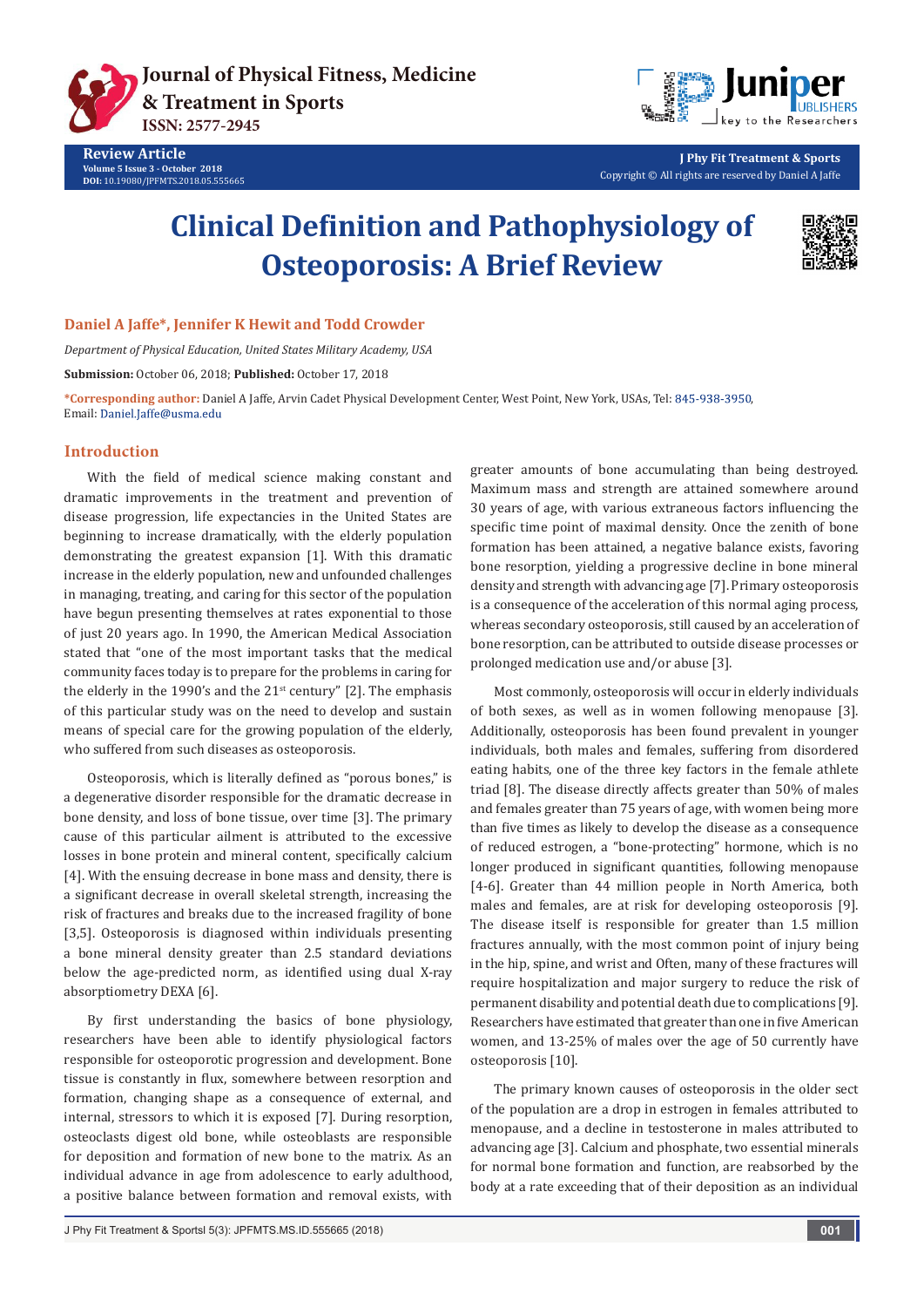Review Article
Volume 5 Issue 3 - October 2018
DOI: 10.19080/JPFMTS.2018.05.555665

J Phy Fit Treatment & Sports
Copyright © All rights are reserved by Daniel A Jaffe

# Clinical Definition and Pathophysiology of Osteoporosis: A Brief Review

**Daniel A Jaffe*, Jennifer K Hewit and Todd Crowder**

*Department of Physical Education, United States Military Academy, USA*

**Submission:** October 06, 2018; **Published:** October 17, 2018

***Corresponding author:** Daniel A Jaffe, Arvin Cadet Physical Development Center, West Point, New York, USAs, Tel: 845-938-3950, Email: Daniel.Jaffe@usma.edu

## Introduction

With the field of medical science making constant and dramatic improvements in the treatment and prevention of disease progression, life expectancies in the United States are beginning to increase dramatically, with the elderly population demonstrating the greatest expansion [1]. With this dramatic increase in the elderly population, new and unfounded challenges in managing, treating, and caring for this sector of the population have begun presenting themselves at rates exponential to those of just 20 years ago. In 1990, the American Medical Association stated that "one of the most important tasks that the medical community faces today is to prepare for the problems in caring for the elderly in the 1990's and the 21st century" [2]. The emphasis of this particular study was on the need to develop and sustain means of special care for the growing population of the elderly, who suffered from such diseases as osteoporosis.

Osteoporosis, which is literally defined as "porous bones," is a degenerative disorder responsible for the dramatic decrease in bone density, and loss of bone tissue, over time [3]. The primary cause of this particular ailment is attributed to the excessive losses in bone protein and mineral content, specifically calcium [4]. With the ensuing decrease in bone mass and density, there is a significant decrease in overall skeletal strength, increasing the risk of fractures and breaks due to the increased fragility of bone [3,5]. Osteoporosis is diagnosed within individuals presenting a bone mineral density greater than 2.5 standard deviations below the age-predicted norm, as identified using dual X-ray absorptiometry DEXA [6].

By first understanding the basics of bone physiology, researchers have been able to identify physiological factors responsible for osteoporotic progression and development. Bone tissue is constantly in flux, somewhere between resorption and formation, changing shape as a consequence of external, and internal, stressors to which it is exposed [7]. During resorption, osteoclasts digest old bone, while osteoblasts are responsible for deposition and formation of new bone to the matrix. As an individual advance in age from adolescence to early adulthood, a positive balance between formation and removal exists, with greater amounts of bone accumulating than being destroyed. Maximum mass and strength are attained somewhere around 30 years of age, with various extraneous factors influencing the specific time point of maximal density. Once the zenith of bone formation has been attained, a negative balance exists, favoring bone resorption, yielding a progressive decline in bone mineral density and strength with advancing age [7]. Primary osteoporosis is a consequence of the acceleration of this normal aging process, whereas secondary osteoporosis, still caused by an acceleration of bone resorption, can be attributed to outside disease processes or prolonged medication use and/or abuse [3].

Most commonly, osteoporosis will occur in elderly individuals of both sexes, as well as in women following menopause [3]. Additionally, osteoporosis has been found prevalent in younger individuals, both males and females, suffering from disordered eating habits, one of the three key factors in the female athlete triad [8]. The disease directly affects greater than 50% of males and females greater than 75 years of age, with women being more than five times as likely to develop the disease as a consequence of reduced estrogen, a "bone-protecting" hormone, which is no longer produced in significant quantities, following menopause [4-6]. Greater than 44 million people in North America, both males and females, are at risk for developing osteoporosis [9]. The disease itself is responsible for greater than 1.5 million fractures annually, with the most common point of injury being in the hip, spine, and wrist and Often, many of these fractures will require hospitalization and major surgery to reduce the risk of permanent disability and potential death due to complications [9]. Researchers have estimated that greater than one in five American women, and 13-25% of males over the age of 50 currently have osteoporosis [10].

The primary known causes of osteoporosis in the older sect of the population are a drop in estrogen in females attributed to menopause, and a decline in testosterone in males attributed to advancing age [3]. Calcium and phosphate, two essential minerals for normal bone formation and function, are reabsorbed by the body at a rate exceeding that of their deposition as an individual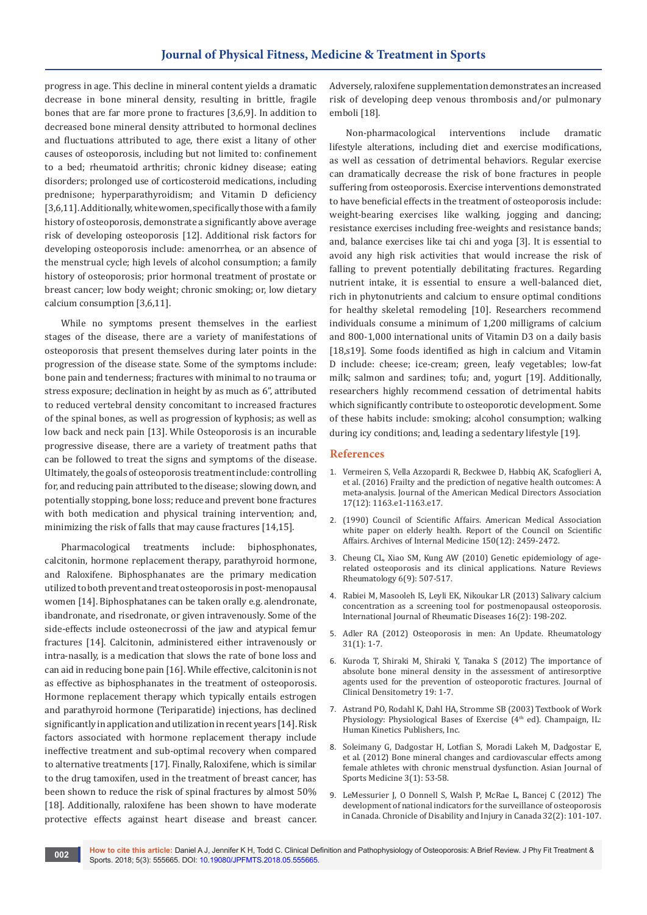progress in age. This decline in mineral content yields a dramatic decrease in bone mineral density, resulting in brittle, fragile bones that are far more prone to fractures [3,6,9]. In addition to decreased bone mineral density attributed to hormonal declines and fluctuations attributed to age, there exist a litany of other causes of osteoporosis, including but not limited to: confinement to a bed; rheumatoid arthritis; chronic kidney disease; eating disorders; prolonged use of corticosteroid medications, including prednisone; hyperparathyroidism; and Vitamin D deficiency [3,6,11]. Additionally, white women, specifically those with a family history of osteoporosis, demonstrate a significantly above average risk of developing osteoporosis [12]. Additional risk factors for developing osteoporosis include: amenorrhea, or an absence of the menstrual cycle; high levels of alcohol consumption; a family history of osteoporosis; prior hormonal treatment of prostate or breast cancer; low body weight; chronic smoking; or, low dietary calcium consumption [3,6,11].

While no symptoms present themselves in the earliest stages of the disease, there are a variety of manifestations of osteoporosis that present themselves during later points in the progression of the disease state. Some of the symptoms include: bone pain and tenderness; fractures with minimal to no trauma or stress exposure; declination in height by as much as 6", attributed to reduced vertebral density concomitant to increased fractures of the spinal bones, as well as progression of kyphosis; as well as low back and neck pain [13]. While Osteoporosis is an incurable progressive disease, there are a variety of treatment paths that can be followed to treat the signs and symptoms of the disease. Ultimately, the goals of osteoporosis treatment include: controlling for, and reducing pain attributed to the disease; slowing down, and potentially stopping, bone loss; reduce and prevent bone fractures with both medication and physical training intervention; and, minimizing the risk of falls that may cause fractures [14,15].

Pharmacological treatments include: biphosphonates, calcitonin, hormone replacement therapy, parathyroid hormone, and Raloxifene. Biphosphanates are the primary medication utilized to both prevent and treat osteoporosis in post-menopausal women [14]. Biphosphatanes can be taken orally e.g. alendronate, ibandronate, and risedronate, or given intravenously. Some of the side-effects include osteonecrossi of the jaw and atypical femur fractures [14]. Calcitonin, administered either intravenously or intra-nasally, is a medication that slows the rate of bone loss and can aid in reducing bone pain [16]. While effective, calcitonin is not as effective as biphosphanates in the treatment of osteoporosis. Hormone replacement therapy which typically entails estrogen and parathyroid hormone (Teriparatide) injections, has declined significantly in application and utilization in recent years [14]. Risk factors associated with hormone replacement therapy include ineffective treatment and sub-optimal recovery when compared to alternative treatments [17]. Finally, Raloxifene, which is similar to the drug tamoxifen, used in the treatment of breast cancer, has been shown to reduce the risk of spinal fractures by almost 50% [18]. Additionally, raloxifene has been shown to have moderate protective effects against heart disease and breast cancer. Adversely, raloxifene supplementation demonstrates an increased risk of developing deep venous thrombosis and/or pulmonary emboli [18].

Non-pharmacological interventions include dramatic lifestyle alterations, including diet and exercise modifications, as well as cessation of detrimental behaviors. Regular exercise can dramatically decrease the risk of bone fractures in people suffering from osteoporosis. Exercise interventions demonstrated to have beneficial effects in the treatment of osteoporosis include: weight-bearing exercises like walking, jogging and dancing; resistance exercises including free-weights and resistance bands; and, balance exercises like tai chi and yoga [3]. It is essential to avoid any high risk activities that would increase the risk of falling to prevent potentially debilitating fractures. Regarding nutrient intake, it is essential to ensure a well-balanced diet, rich in phytonutrients and calcium to ensure optimal conditions for healthy skeletal remodeling [10]. Researchers recommend individuals consume a minimum of 1,200 milligrams of calcium and 800-1,000 international units of Vitamin D3 on a daily basis [18,s19]. Some foods identified as high in calcium and Vitamin D include: cheese; ice-cream; green, leafy vegetables; low-fat milk; salmon and sardines; tofu; and, yogurt [19]. Additionally, researchers highly recommend cessation of detrimental habits which significantly contribute to osteoporotic development. Some of these habits include: smoking; alcohol consumption; walking during icy conditions; and, leading a sedentary lifestyle [19].

## References

1. Vermeiren S, Vella Azzopardi R, Beckwee D, Habbiq AK, Scafoglieri A, et al. (2016) Frailty and the prediction of negative health outcomes: A meta-analysis. Journal of the American Medical Directors Association 17(12): 1163.e1-1163.e17.
2. (1990) Council of Scientific Affairs. American Medical Association white paper on elderly health. Report of the Council on Scientific Affairs. Archives of Internal Medicine 150(12): 2459-2472.
3. Cheung CL, Xiao SM, Kung AW (2010) Genetic epidemiology of age-related osteoporosis and its clinical applications. Nature Reviews Rheumatology 6(9): 507-517.
4. Rabiei M, Masooleh IS, Leyli EK, Nikoukar LR (2013) Salivary calcium concentration as a screening tool for postmenopausal osteoporosis. International Journal of Rheumatic Diseases 16(2): 198-202.
5. Adler RA (2012) Osteoporosis in men: An Update. Rheumatology 31(1): 1-7.
6. Kuroda T, Shiraki M, Shiraki Y, Tanaka S (2012) The importance of absolute bone mineral density in the assessment of antiresorptive agents used for the prevention of osteoporotic fractures. Journal of Clinical Densitometry 19: 1-7.
7. Astrand PO, Rodahl K, Dahl HA, Stromme SB (2003) Textbook of Work Physiology: Physiological Bases of Exercise (4th ed). Champaign, IL: Human Kinetics Publishers, Inc.
8. Soleimany G, Dadgostar H, Lotfian S, Moradi Lakeh M, Dadgostar E, et al. (2012) Bone mineral changes and cardiovascular effects among female athletes with chronic menstrual dysfunction. Asian Journal of Sports Medicine 3(1): 53-58.
9. LeMessurier J, O Donnell S, Walsh P, McRae L, Bancej C (2012) The development of national indicators for the surveillance of osteoporosis in Canada. Chronicle of Disability and Injury in Canada 32(2): 101-107.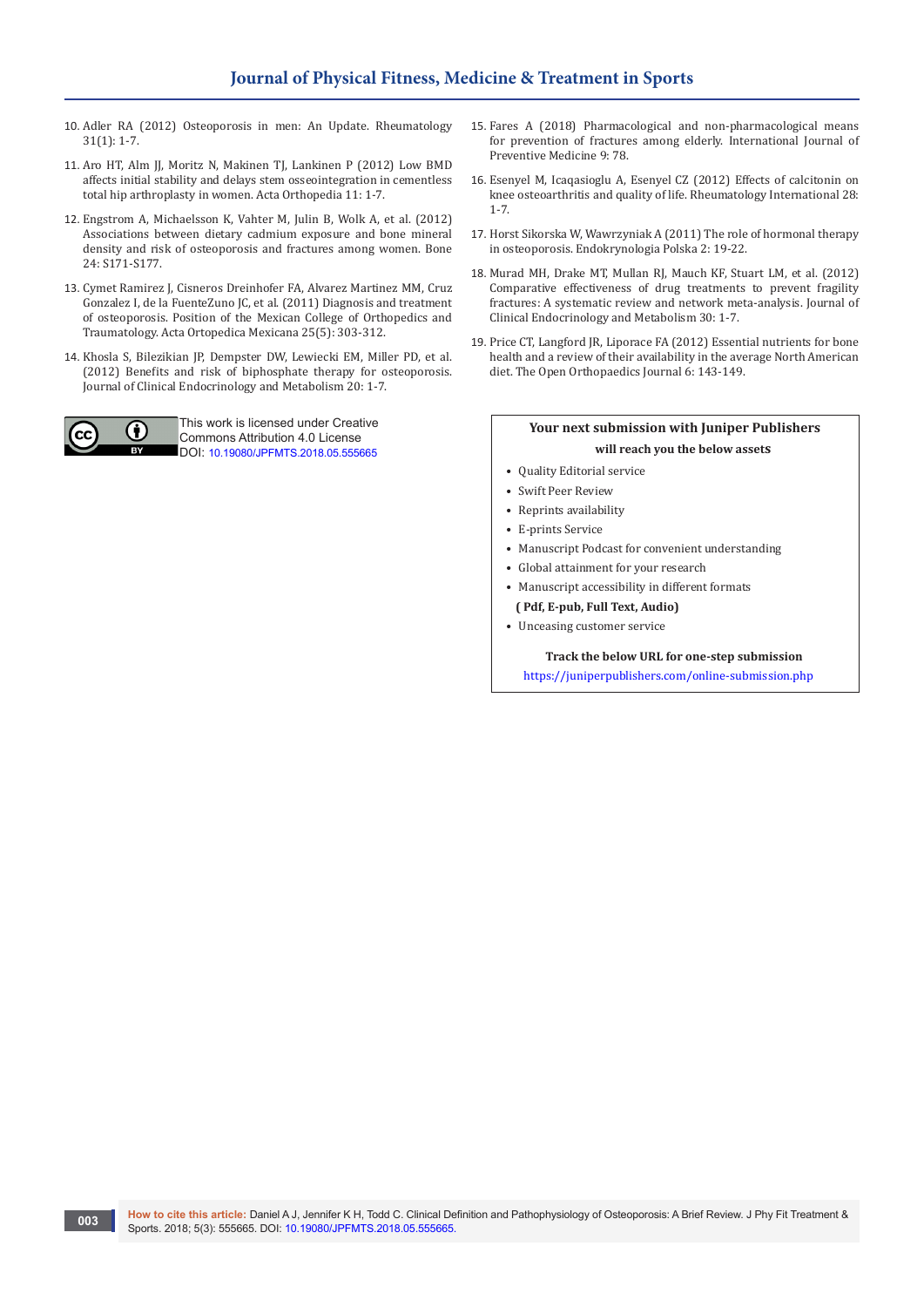10. Adler RA (2012) Osteoporosis in men: An Update. Rheumatology 31(1): 1-7.
11. Aro HT, Alm JJ, Moritz N, Makinen TJ, Lankinen P (2012) Low BMD affects initial stability and delays stem osseointegration in cementless total hip arthroplasty in women. Acta Orthopedia 11: 1-7.
12. Engstrom A, Michaelsson K, Vahter M, Julin B, Wolk A, et al. (2012) Associations between dietary cadmium exposure and bone mineral density and risk of osteoporosis and fractures among women. Bone 24: S171-S177.
13. Cymet Ramirez J, Cisneros Dreinhofer FA, Alvarez Martinez MM, Cruz Gonzalez I, de la FuenteZuno JC, et al. (2011) Diagnosis and treatment of osteoporosis. Position of the Mexican College of Orthopedics and Traumatology. Acta Ortopedica Mexicana 25(5): 303-312.
14. Khosla S, Bilezikian JP, Dempster DW, Lewiecki EM, Miller PD, et al. (2012) Benefits and risk of biphosphate therapy for osteoporosis. Journal of Clinical Endocrinology and Metabolism 20: 1-7.
15. Fares A (2018) Pharmacological and non-pharmacological means for prevention of fractures among elderly. International Journal of Preventive Medicine 9: 78.
16. Esenyel M, Icaqasioglu A, Esenyel CZ (2012) Effects of calcitonin on knee osteoarthritis and quality of life. Rheumatology International 28: 1-7.
17. Horst Sikorska W, Wawrzyniak A (2011) The role of hormonal therapy in osteoporosis. Endokrynologia Polska 2: 19-22.
18. Murad MH, Drake MT, Mullan RJ, Mauch KF, Stuart LM, et al. (2012) Comparative effectiveness of drug treatments to prevent fragility fractures: A systematic review and network meta-analysis. Journal of Clinical Endocrinology and Metabolism 30: 1-7.
19. Price CT, Langford JR, Liporace FA (2012) Essential nutrients for bone health and a review of their availability in the average North American diet. The Open Orthopaedics Journal 6: 143-149.

This work is licensed under Creative Commons Attribution 4.0 License
DOI: 10.19080/JPFMTS.2018.05.555665

**Your next submission with Juniper Publishers**
**will reach you the below assets**

- Quality Editorial service
- Swift Peer Review
- Reprints availability
- E-prints Service
- Manuscript Podcast for convenient understanding
- Global attainment for your research
- Manuscript accessibility in different formats

**( Pdf, E-pub, Full Text, Audio)**

- Unceasing customer service

**Track the below URL for one-step submission**
https://juniperpublishers.com/online-submission.php

**How to cite this article:** Daniel A J, Jennifer K H, Todd C. Clinical Definition and Pathophysiology of Osteoporosis: A Brief Review. J Phy Fit Treatment & Sports. 2018; 5(3): 555665. DOI: 10.19080/JPFMTS.2018.05.555665.